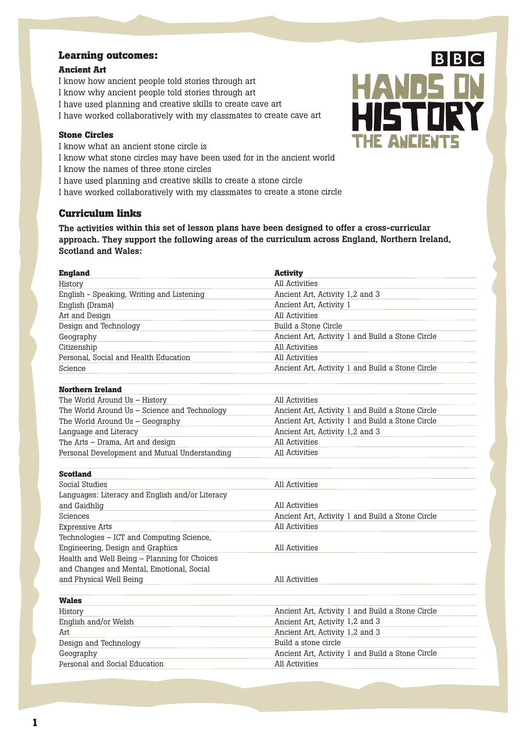BBC HANDS ON HISTORY THE ANCIENTS

## Learning outcomes:

### Ancient Art

I know how ancient people told stories through art
I know why ancient people told stories through art
I have used planning and creative skills to create cave art
I have worked collaboratively with my classmates to create cave art

### Stone Circles

I know what an ancient stone circle is
I know what stone circles may have been used for in the ancient world
I know the names of three stone circles
I have used planning and creative skills to create a stone circle
I have worked collaboratively with my classmates to create a stone circle

## Curriculum links

**The activities within this set of lesson plans have been designed to offer a cross-curricular approach. They support the following areas of the curriculum across England, Northern Ireland, Scotland and Wales:**

| England | Activity |
|---|---|
| History | All Activities |
| English - Speaking, Writing and Listening | Ancient Art, Activity 1,2 and 3 |
| English (Drama) | Ancient Art, Activity 1 |
| Art and Design | All Activities |
| Design and Technology | Build a Stone Circle |
| Geography | Ancient Art, Activity 1 and Build a Stone Circle |
| Citizenship | All Activities |
| Personal, Social and Health Education | All Activities |
| Science | Ancient Art, Activity 1 and Build a Stone Circle |
| **Northern Ireland** | |
| The World Around Us – History | All Activities |
| The World Around Us – Science and Technology | Ancient Art, Activity 1 and Build a Stone Circle |
| The World Around Us – Geography | Ancient Art, Activity 1 and Build a Stone Circle |
| Language and Literacy | Ancient Art, Activity 1,2 and 3 |
| The Arts – Drama, Art and design | All Activities |
| Personal Development and Mutual Understanding | All Activities |
| **Scotland** | |
| Social Studies | All Activities |
| Languages: Literacy and English and/or Literacy and Gaidhlig | All Activities |
| Sciences | Ancient Art, Activity 1 and Build a Stone Circle |
| Expressive Arts | All Activities |
| Technologies – ICT and Computing Science, Engineering, Design and Graphics | All Activities |
| Health and Well Being – Planning for Choices and Changes and Mental, Emotional, Social and Physical Well Being | All Activities |
| **Wales** | |
| History | Ancient Art, Activity 1 and Build a Stone Circle |
| English and/or Welsh | Ancient Art, Activity 1,2 and 3 |
| Art | Ancient Art, Activity 1,2 and 3 |
| Design and Technology | Build a stone circle |
| Geography | Ancient Art, Activity 1 and Build a Stone Circle |
| Personal and Social Education | All Activities |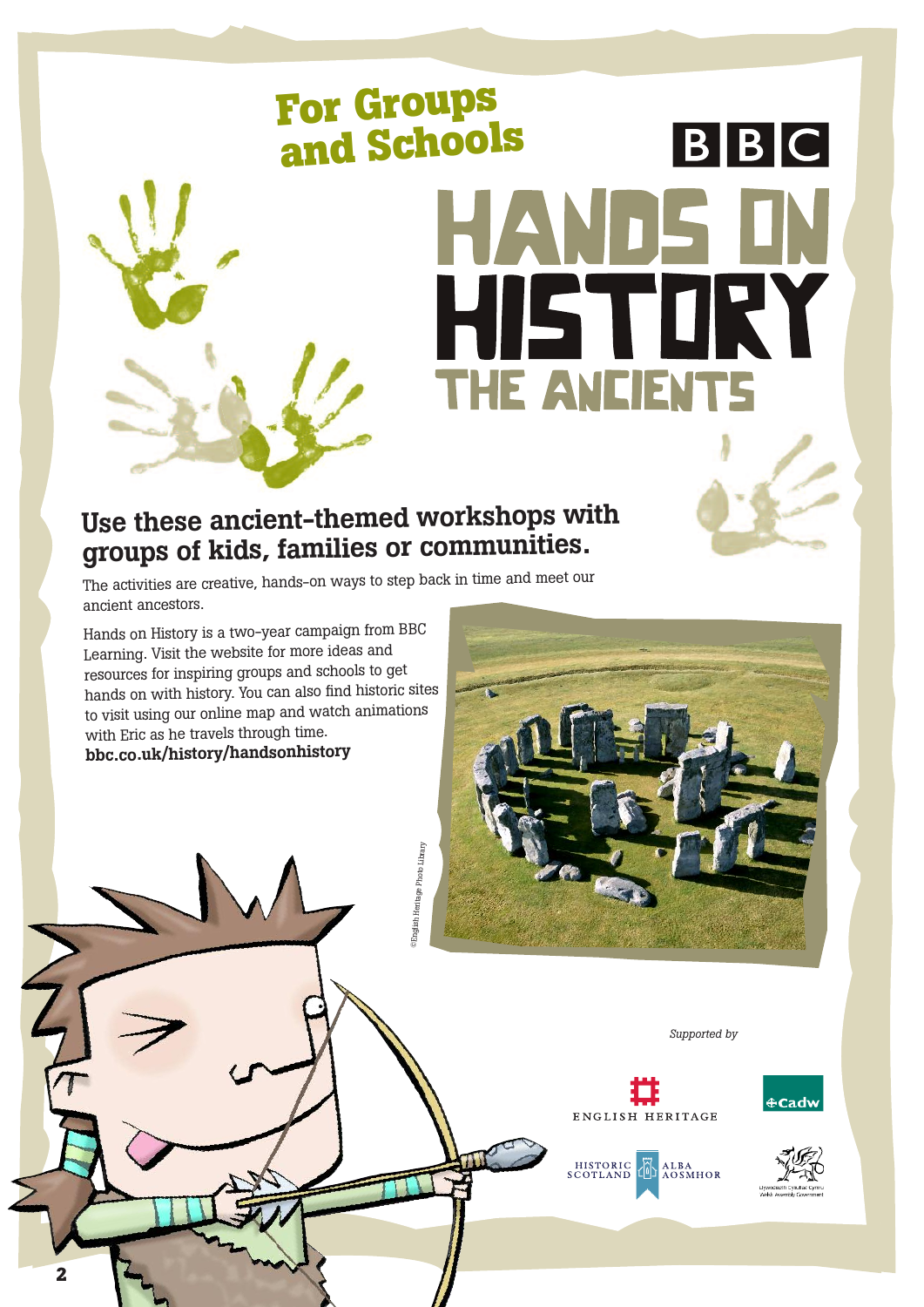For Groups and Schools

# BBC HANDS ON HISTORY
## THE ANCIENTS

### Use these ancient-themed workshops with groups of kids, families or communities.

The activities are creative, hands-on ways to step back in time and meet our ancient ancestors.

Hands on History is a two-year campaign from BBC Learning. Visit the website for more ideas and resources for inspiring groups and schools to get hands on with history. You can also find historic sites to visit using our online map and watch animations with Eric as he travels through time.
**bbc.co.uk/history/handsonhistory**

©English Heritage Photo Library

*Supported by*

ENGLISH HERITAGE

Cadw

HISTORIC SCOTLAND ALBA AOSMHOR

Llywodraeth Cynulliad Cymru
Welsh Assembly Government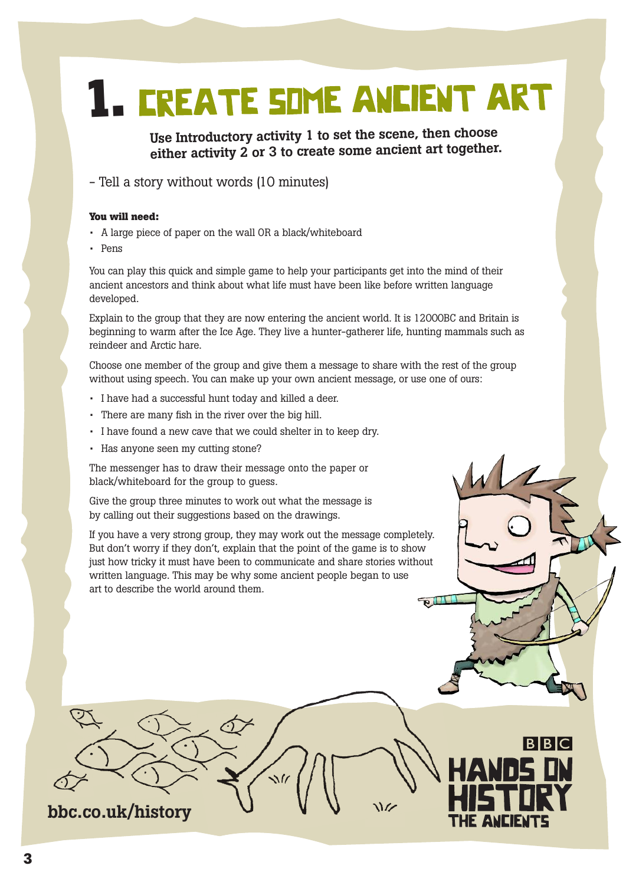# 1. CREATE SOME ANCIENT ART

**Use Introductory activity 1 to set the scene, then choose either activity 2 or 3 to create some ancient art together.**

– Tell a story without words (10 minutes)

**You will need:**

- A large piece of paper on the wall OR a black/whiteboard
- Pens

You can play this quick and simple game to help your participants get into the mind of their ancient ancestors and think about what life must have been like before written language developed.

Explain to the group that they are now entering the ancient world. It is 12000BC and Britain is beginning to warm after the Ice Age. They live a hunter-gatherer life, hunting mammals such as reindeer and Arctic hare.

Choose one member of the group and give them a message to share with the rest of the group without using speech. You can make up your own ancient message, or use one of ours:

- I have had a successful hunt today and killed a deer.
- There are many fish in the river over the big hill.
- I have found a new cave that we could shelter in to keep dry.
- Has anyone seen my cutting stone?

The messenger has to draw their message onto the paper or black/whiteboard for the group to guess.

Give the group three minutes to work out what the message is by calling out their suggestions based on the drawings.

If you have a very strong group, they may work out the message completely. But don't worry if they don't, explain that the point of the game is to show just how tricky it must have been to communicate and share stories without written language. This may be why some ancient people began to use art to describe the world around them.

bbc.co.uk/history

BBC HANDS ON HISTORY THE ANCIENTS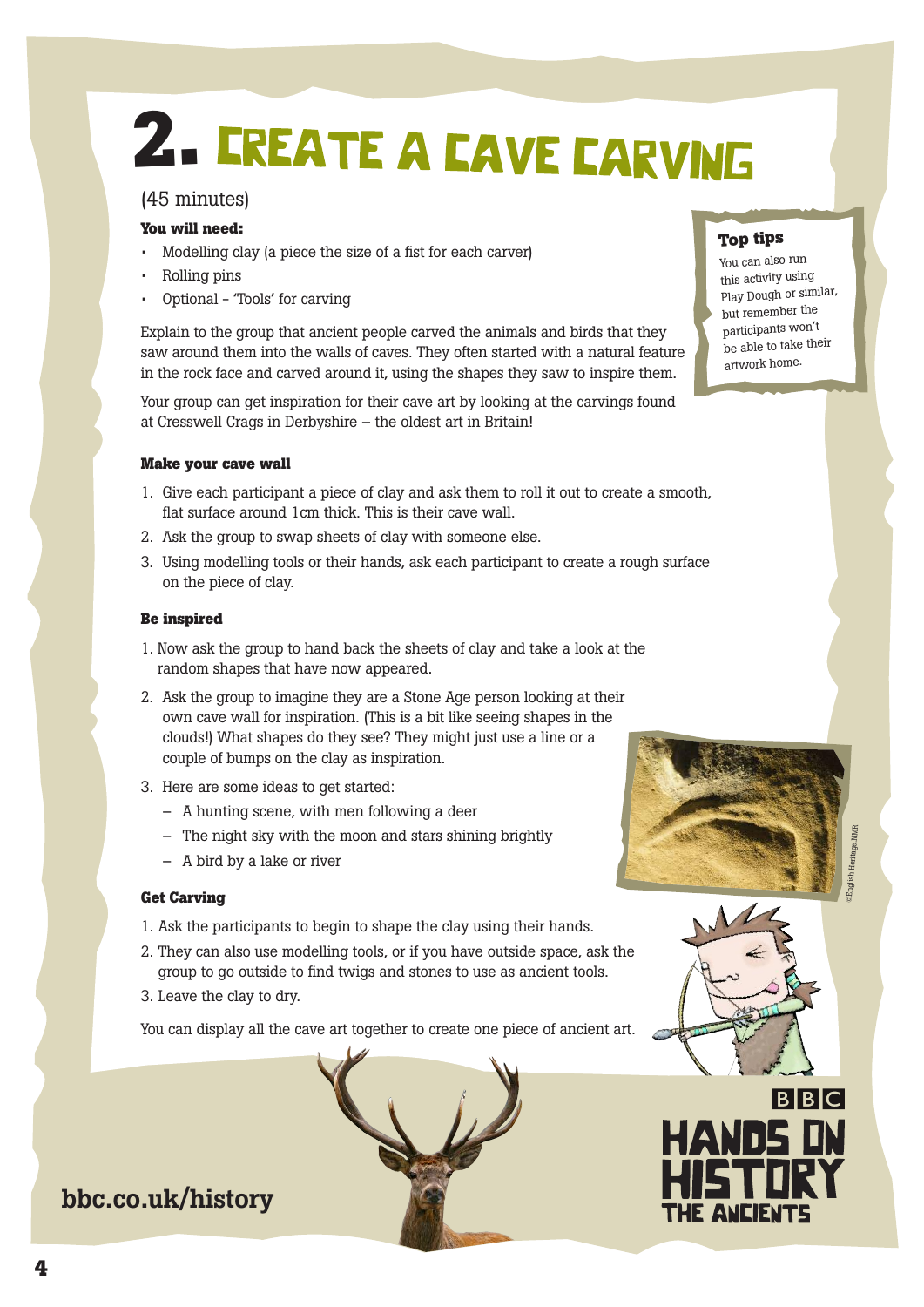# 2. Create a Cave Carving

(45 minutes)

**You will need:**

- Modelling clay (a piece the size of a fist for each carver)
- Rolling pins
- Optional – 'Tools' for carving

Explain to the group that ancient people carved the animals and birds that they saw around them into the walls of caves. They often started with a natural feature in the rock face and carved around it, using the shapes they saw to inspire them.

Your group can get inspiration for their cave art by looking at the carvings found at Cresswell Crags in Derbyshire – the oldest art in Britain!

**Top tips**

You can also run this activity using Play Dough or similar, but remember the participants won't be able to take their artwork home.

**Make your cave wall**

1. Give each participant a piece of clay and ask them to roll it out to create a smooth, flat surface around 1cm thick. This is their cave wall.
2. Ask the group to swap sheets of clay with someone else.
3. Using modelling tools or their hands, ask each participant to create a rough surface on the piece of clay.

**Be inspired**

1. Now ask the group to hand back the sheets of clay and take a look at the random shapes that have now appeared.
2. Ask the group to imagine they are a Stone Age person looking at their own cave wall for inspiration. (This is a bit like seeing shapes in the clouds!) What shapes do they see? They might just use a line or a couple of bumps on the clay as inspiration.
3. Here are some ideas to get started:
   - A hunting scene, with men following a deer
   - The night sky with the moon and stars shining brightly
   - A bird by a lake or river

©English Heritage.NMR

**Get Carving**

1. Ask the participants to begin to shape the clay using their hands.
2. They can also use modelling tools, or if you have outside space, ask the group to go outside to find twigs and stones to use as ancient tools.
3. Leave the clay to dry.

You can display all the cave art together to create one piece of ancient art.

bbc.co.uk/history

BBC HANDS ON HISTORY THE ANCIENTS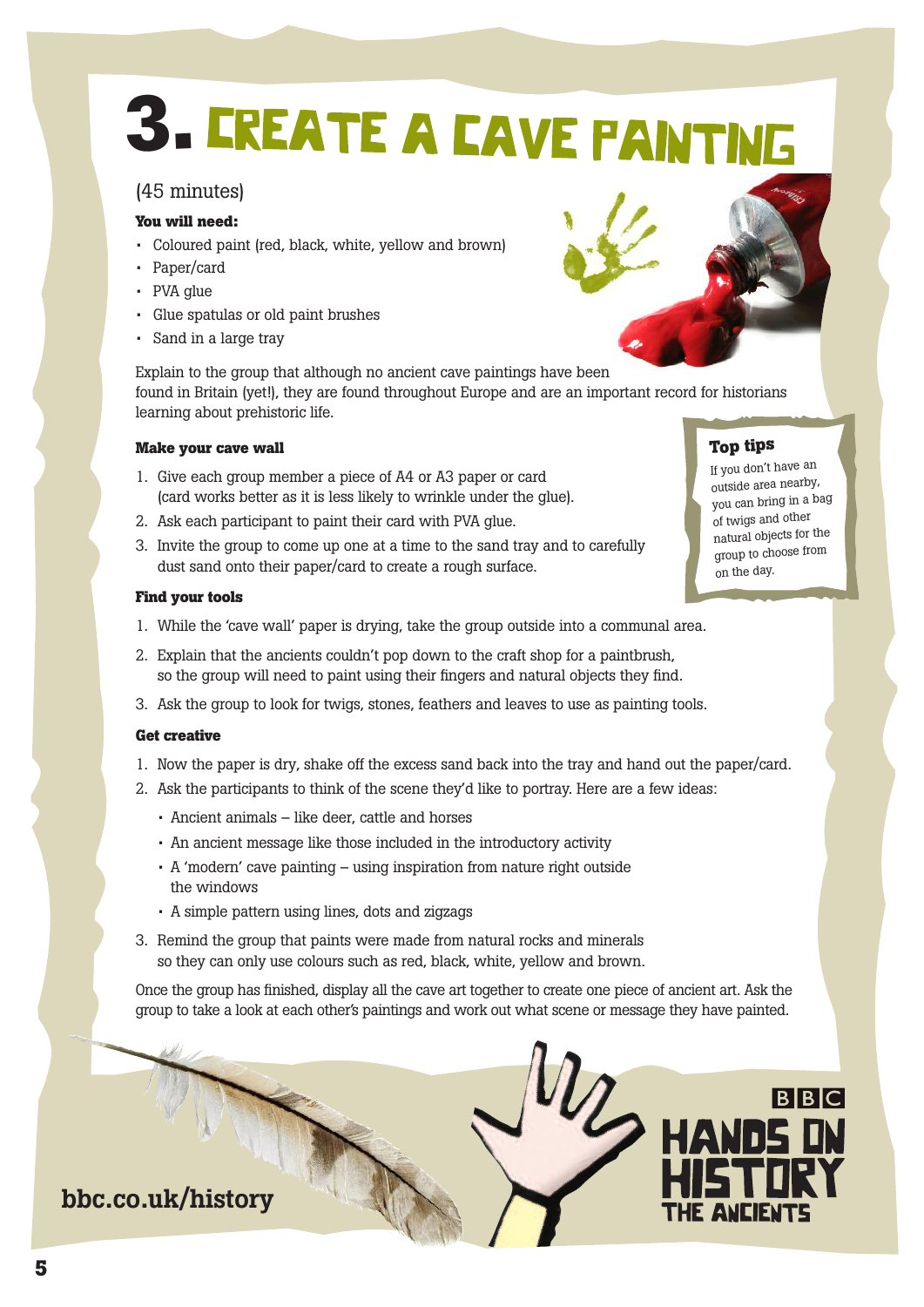# 3. CREATE A CAVE PAINTING

(45 minutes)

**You will need:**

- Coloured paint (red, black, white, yellow and brown)
- Paper/card
- PVA glue
- Glue spatulas or old paint brushes
- Sand in a large tray

Explain to the group that although no ancient cave paintings have been found in Britain (yet!), they are found throughout Europe and are an important record for historians learning about prehistoric life.

**Make your cave wall**

1. Give each group member a piece of A4 or A3 paper or card (card works better as it is less likely to wrinkle under the glue).
2. Ask each participant to paint their card with PVA glue.
3. Invite the group to come up one at a time to the sand tray and to carefully dust sand onto their paper/card to create a rough surface.

**Top tips**

If you don't have an outside area nearby, you can bring in a bag of twigs and other natural objects for the group to choose from on the day.

**Find your tools**

1. While the 'cave wall' paper is drying, take the group outside into a communal area.
2. Explain that the ancients couldn't pop down to the craft shop for a paintbrush, so the group will need to paint using their fingers and natural objects they find.
3. Ask the group to look for twigs, stones, feathers and leaves to use as painting tools.

**Get creative**

1. Now the paper is dry, shake off the excess sand back into the tray and hand out the paper/card.
2. Ask the participants to think of the scene they'd like to portray. Here are a few ideas:
   - Ancient animals – like deer, cattle and horses
   - An ancient message like those included in the introductory activity
   - A 'modern' cave painting – using inspiration from nature right outside the windows
   - A simple pattern using lines, dots and zigzags
3. Remind the group that paints were made from natural rocks and minerals so they can only use colours such as red, black, white, yellow and brown.

Once the group has finished, display all the cave art together to create one piece of ancient art. Ask the group to take a look at each other's paintings and work out what scene or message they have painted.

bbc.co.uk/history

BBC HANDS ON HISTORY THE ANCIENTS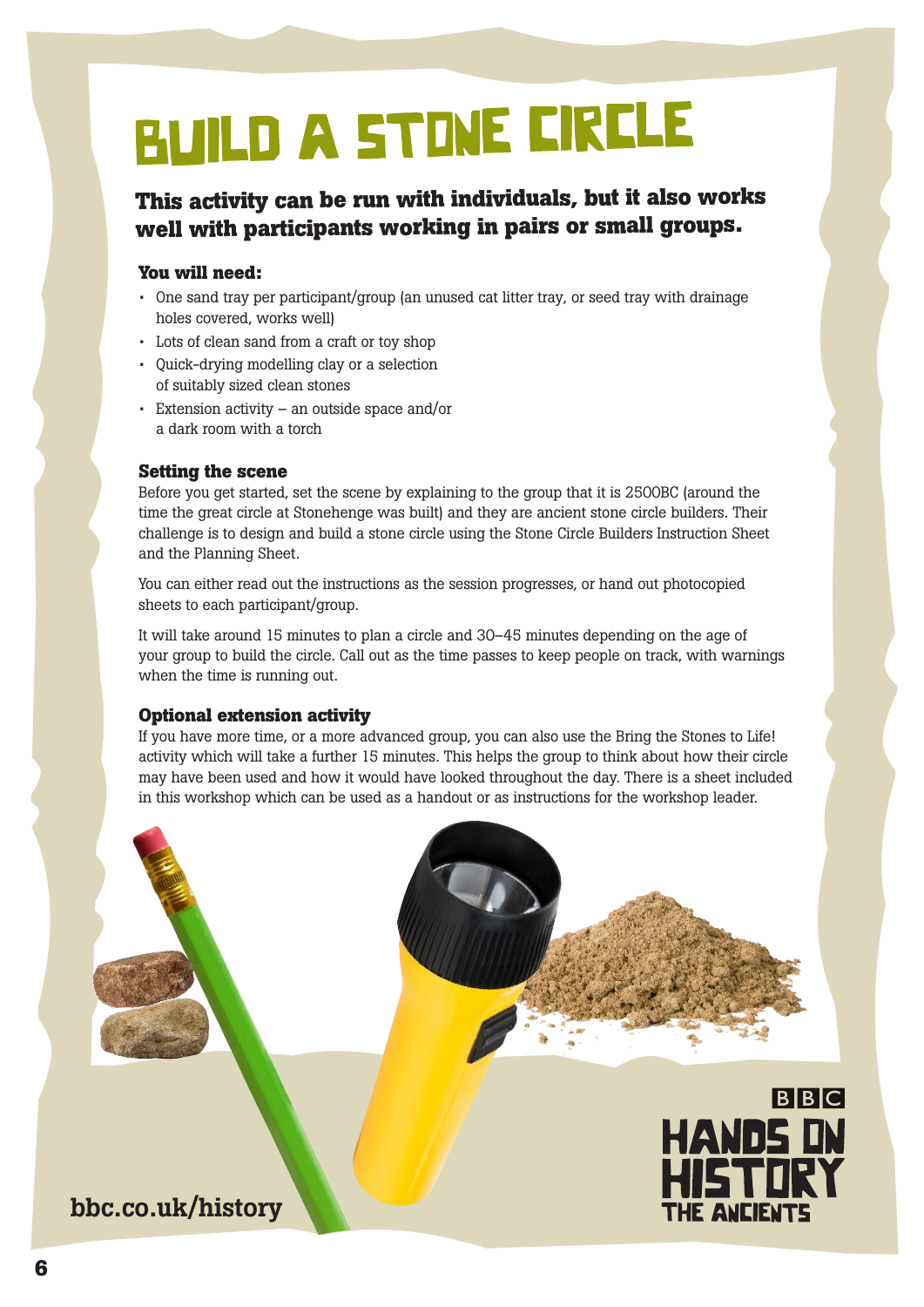# BUILD A STONE CIRCLE

**This activity can be run with individuals, but it also works well with participants working in pairs or small groups.**

### You will need:

- One sand tray per participant/group (an unused cat litter tray, or seed tray with drainage holes covered, works well)
- Lots of clean sand from a craft or toy shop
- Quick-drying modelling clay or a selection of suitably sized clean stones
- Extension activity – an outside space and/or a dark room with a torch

### Setting the scene

Before you get started, set the scene by explaining to the group that it is 2500BC (around the time the great circle at Stonehenge was built) and they are ancient stone circle builders. Their challenge is to design and build a stone circle using the Stone Circle Builders Instruction Sheet and the Planning Sheet.

You can either read out the instructions as the session progresses, or hand out photocopied sheets to each participant/group.

It will take around 15 minutes to plan a circle and 30–45 minutes depending on the age of your group to build the circle. Call out as the time passes to keep people on track, with warnings when the time is running out.

### Optional extension activity

If you have more time, or a more advanced group, you can also use the Bring the Stones to Life! activity which will take a further 15 minutes. This helps the group to think about how their circle may have been used and how it would have looked throughout the day. There is a sheet included in this workshop which can be used as a handout or as instructions for the workshop leader.

bbc.co.uk/history

BBC HANDS ON HISTORY THE ANCIENTS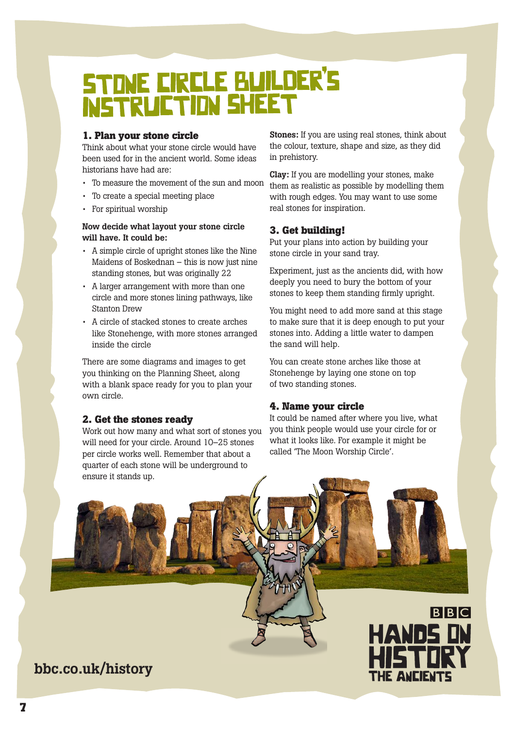# STONE CIRCLE BUILDER'S INSTRUCTION SHEET

### 1. Plan your stone circle

Think about what your stone circle would have been used for in the ancient world. Some ideas historians have had are:

- To measure the movement of the sun and moon
- To create a special meeting place
- For spiritual worship

**Now decide what layout your stone circle will have. It could be:**

- A simple circle of upright stones like the Nine Maidens of Boskednan – this is now just nine standing stones, but was originally 22
- A larger arrangement with more than one circle and more stones lining pathways, like Stanton Drew
- A circle of stacked stones to create arches like Stonehenge, with more stones arranged inside the circle

There are some diagrams and images to get you thinking on the Planning Sheet, along with a blank space ready for you to plan your own circle.

### 2. Get the stones ready

Work out how many and what sort of stones you will need for your circle. Around 10–25 stones per circle works well. Remember that about a quarter of each stone will be underground to ensure it stands up.

**Stones:** If you are using real stones, think about the colour, texture, shape and size, as they did in prehistory.

**Clay:** If you are modelling your stones, make them as realistic as possible by modelling them with rough edges. You may want to use some real stones for inspiration.

### 3. Get building!

Put your plans into action by building your stone circle in your sand tray.

Experiment, just as the ancients did, with how deeply you need to bury the bottom of your stones to keep them standing firmly upright.

You might need to add more sand at this stage to make sure that it is deep enough to put your stones into. Adding a little water to dampen the sand will help.

You can create stone arches like those at Stonehenge by laying one stone on top of two standing stones.

### 4. Name your circle

It could be named after where you live, what you think people would use your circle for or what it looks like. For example it might be called 'The Moon Worship Circle'.

bbc.co.uk/history

BBC HANDS ON HISTORY THE ANCIENTS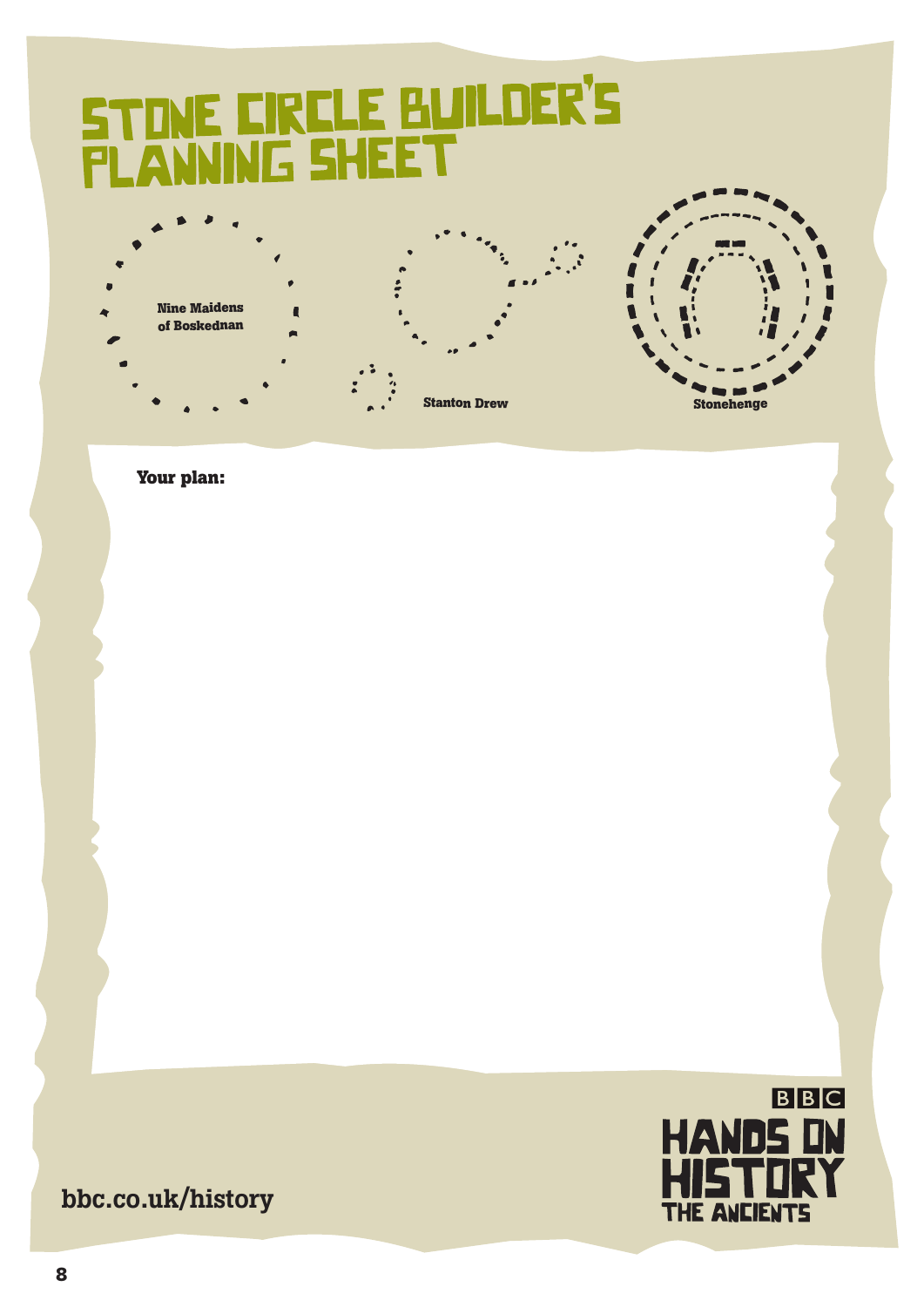# STONE CIRCLE BUILDER'S PLANNING SHEET

Nine Maidens of Boskednan

Stanton Drew

Stonehenge

**Your plan:**

bbc.co.uk/history

BBC HANDS ON HISTORY THE ANCIENTS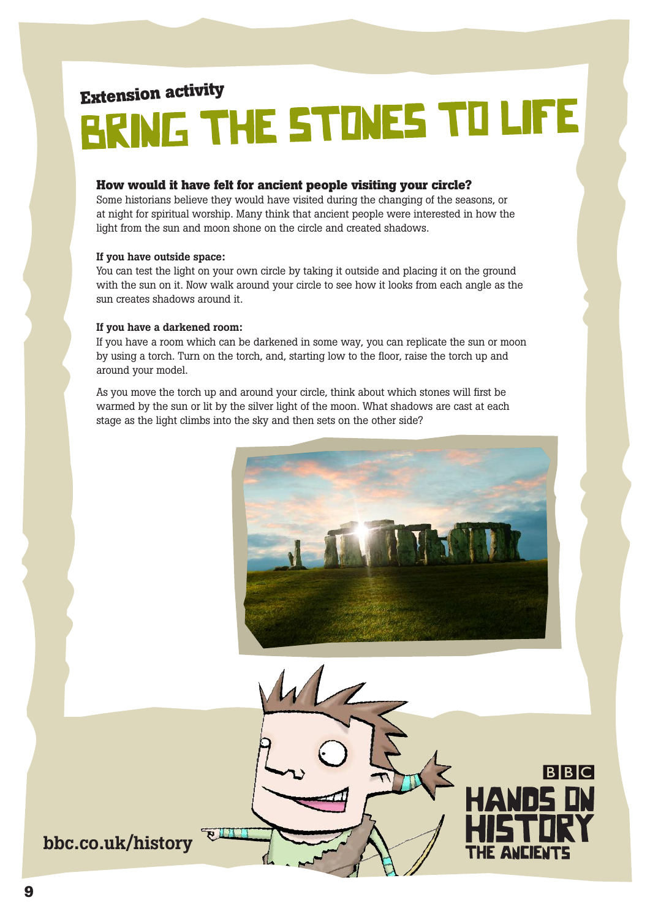Extension activity

# BRING THE STONES TO LIFE

### How would it have felt for ancient people visiting your circle?

Some historians believe they would have visited during the changing of the seasons, or at night for spiritual worship. Many think that ancient people were interested in how the light from the sun and moon shone on the circle and created shadows.

**If you have outside space:**
You can test the light on your own circle by taking it outside and placing it on the ground with the sun on it. Now walk around your circle to see how it looks from each angle as the sun creates shadows around it.

**If you have a darkened room:**
If you have a room which can be darkened in some way, you can replicate the sun or moon by using a torch. Turn on the torch, and, starting low to the floor, raise the torch up and around your model.

As you move the torch up and around your circle, think about which stones will first be warmed by the sun or lit by the silver light of the moon. What shadows are cast at each stage as the light climbs into the sky and then sets on the other side?

bbc.co.uk/history

BBC HANDS ON HISTORY THE ANCIENTS